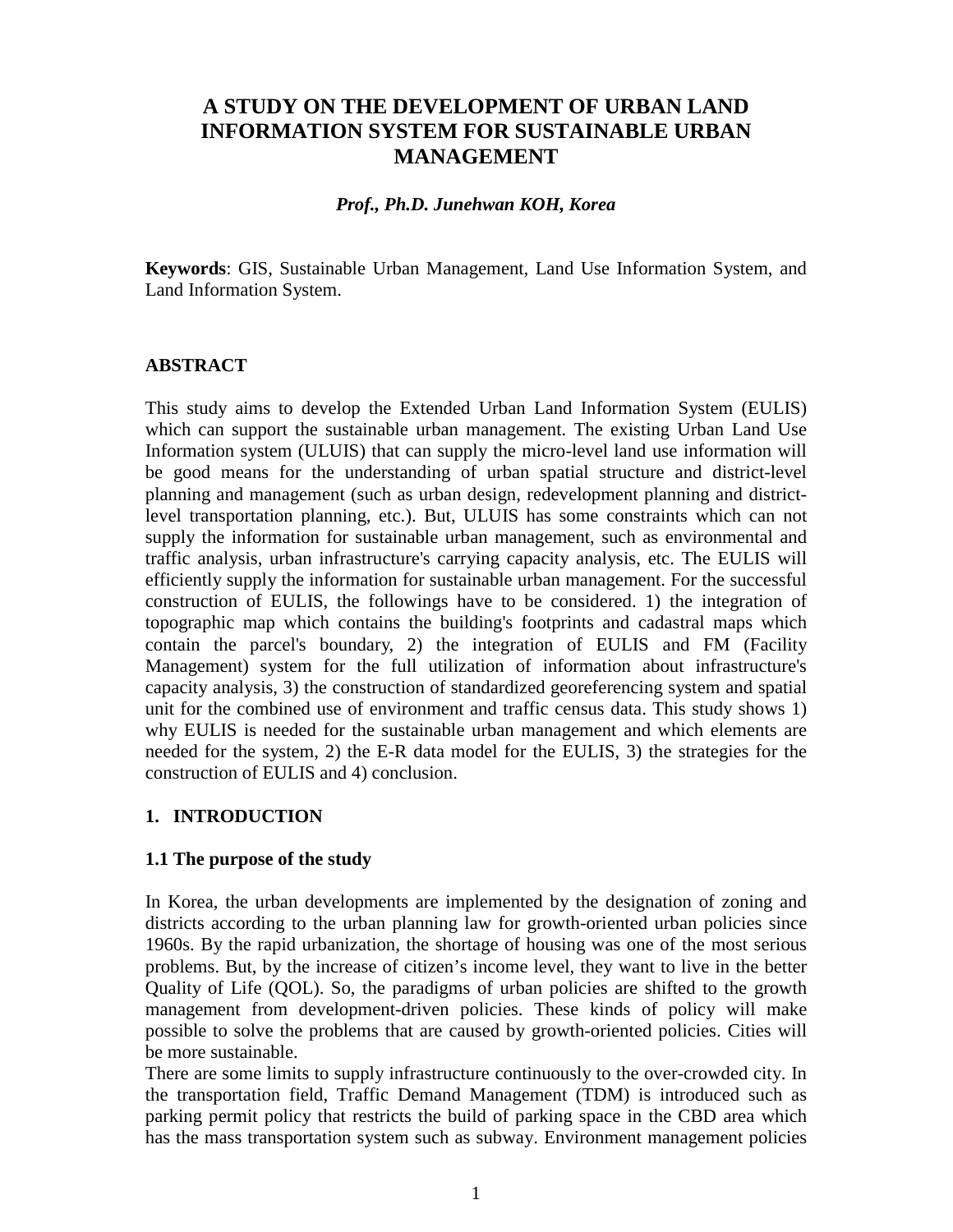# A STUDY ON THE DEVELOPMENT OF URBAN LAND INFORMATION SYSTEM FOR SUSTAINABLE URBAN MANAGEMENT

***Prof., Ph.D. Junehwan KOH, Korea***

**Keywords**: GIS, Sustainable Urban Management, Land Use Information System, and Land Information System.

## ABSTRACT

This study aims to develop the Extended Urban Land Information System (EULIS) which can support the sustainable urban management. The existing Urban Land Use Information system (ULUIS) that can supply the micro-level land use information will be good means for the understanding of urban spatial structure and district-level planning and management (such as urban design, redevelopment planning and district-level transportation planning, etc.). But, ULUIS has some constraints which can not supply the information for sustainable urban management, such as environmental and traffic analysis, urban infrastructure's carrying capacity analysis, etc. The EULIS will efficiently supply the information for sustainable urban management. For the successful construction of EULIS, the followings have to be considered. 1) the integration of topographic map which contains the building's footprints and cadastral maps which contain the parcel's boundary, 2) the integration of EULIS and FM (Facility Management) system for the full utilization of information about infrastructure's capacity analysis, 3) the construction of standardized georeferencing system and spatial unit for the combined use of environment and traffic census data. This study shows 1) why EULIS is needed for the sustainable urban management and which elements are needed for the system, 2) the E-R data model for the EULIS, 3) the strategies for the construction of EULIS and 4) conclusion.

## 1. INTRODUCTION

### 1.1 The purpose of the study

In Korea, the urban developments are implemented by the designation of zoning and districts according to the urban planning law for growth-oriented urban policies since 1960s. By the rapid urbanization, the shortage of housing was one of the most serious problems. But, by the increase of citizen's income level, they want to live in the better Quality of Life (QOL). So, the paradigms of urban policies are shifted to the growth management from development-driven policies. These kinds of policy will make possible to solve the problems that are caused by growth-oriented policies. Cities will be more sustainable.

There are some limits to supply infrastructure continuously to the over-crowded city. In the transportation field, Traffic Demand Management (TDM) is introduced such as parking permit policy that restricts the build of parking space in the CBD area which has the mass transportation system such as subway. Environment management policies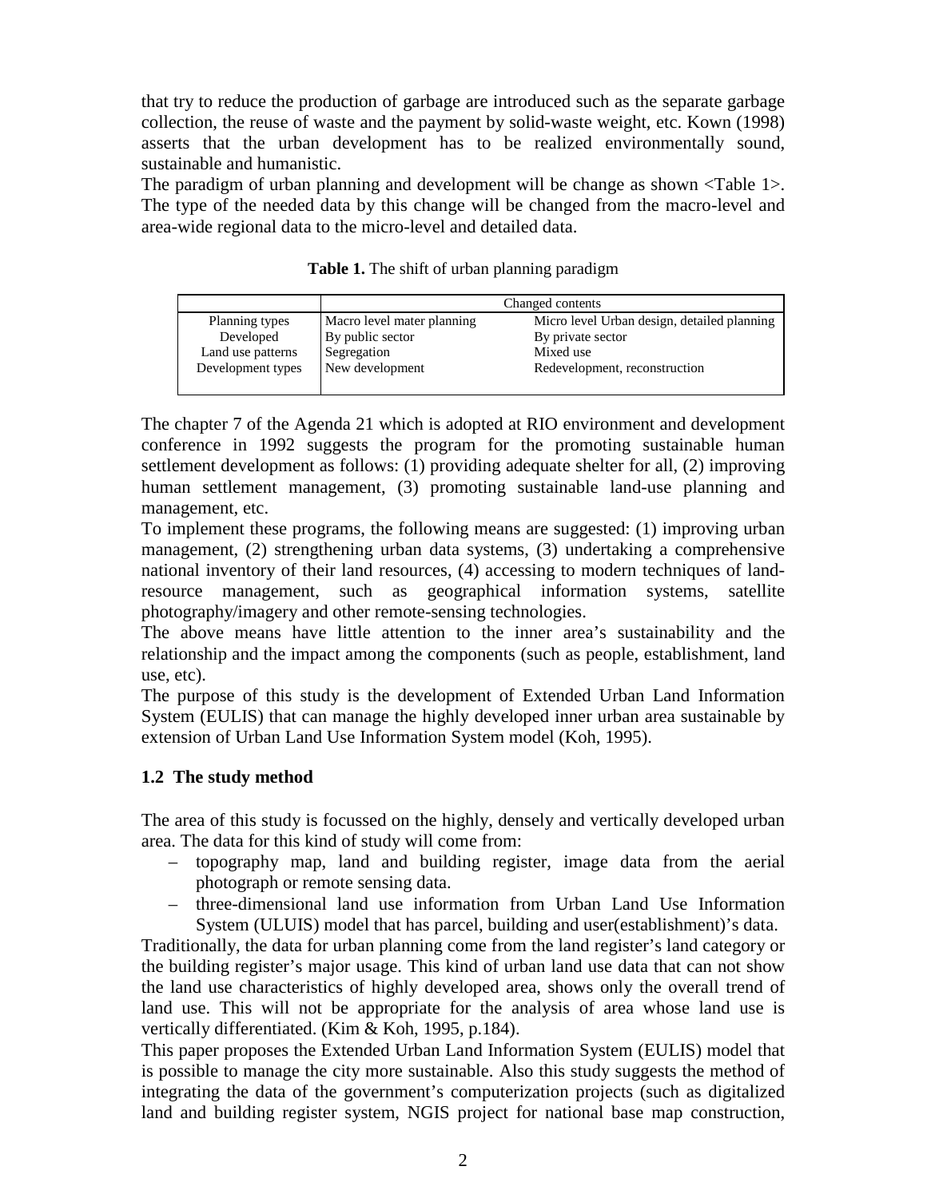that try to reduce the production of garbage are introduced such as the separate garbage collection, the reuse of waste and the payment by solid-waste weight, etc. Kown (1998) asserts that the urban development has to be realized environmentally sound, sustainable and humanistic.

The paradigm of urban planning and development will be change as shown <Table 1>. The type of the needed data by this change will be changed from the macro-level and area-wide regional data to the micro-level and detailed data.

**Table 1.** The shift of urban planning paradigm

| | Changed contents | |
|---|---|---|
| Planning types | Macro level mater planning | Micro level Urban design, detailed planning |
| Developed | By public sector | By private sector |
| Land use patterns | Segregation | Mixed use |
| Development types | New development | Redevelopment, reconstruction |

The chapter 7 of the Agenda 21 which is adopted at RIO environment and development conference in 1992 suggests the program for the promoting sustainable human settlement development as follows: (1) providing adequate shelter for all, (2) improving human settlement management, (3) promoting sustainable land-use planning and management, etc.

To implement these programs, the following means are suggested: (1) improving urban management, (2) strengthening urban data systems, (3) undertaking a comprehensive national inventory of their land resources, (4) accessing to modern techniques of land-resource management, such as geographical information systems, satellite photography/imagery and other remote-sensing technologies.

The above means have little attention to the inner area's sustainability and the relationship and the impact among the components (such as people, establishment, land use, etc).

The purpose of this study is the development of Extended Urban Land Information System (EULIS) that can manage the highly developed inner urban area sustainable by extension of Urban Land Use Information System model (Koh, 1995).

### 1.2 The study method

The area of this study is focussed on the highly, densely and vertically developed urban area. The data for this kind of study will come from:

– topography map, land and building register, image data from the aerial photograph or remote sensing data.

– three-dimensional land use information from Urban Land Use Information System (ULUIS) model that has parcel, building and user(establishment)'s data.

Traditionally, the data for urban planning come from the land register's land category or the building register's major usage. This kind of urban land use data that can not show the land use characteristics of highly developed area, shows only the overall trend of land use. This will not be appropriate for the analysis of area whose land use is vertically differentiated. (Kim & Koh, 1995, p.184).

This paper proposes the Extended Urban Land Information System (EULIS) model that is possible to manage the city more sustainable. Also this study suggests the method of integrating the data of the government's computerization projects (such as digitalized land and building register system, NGIS project for national base map construction,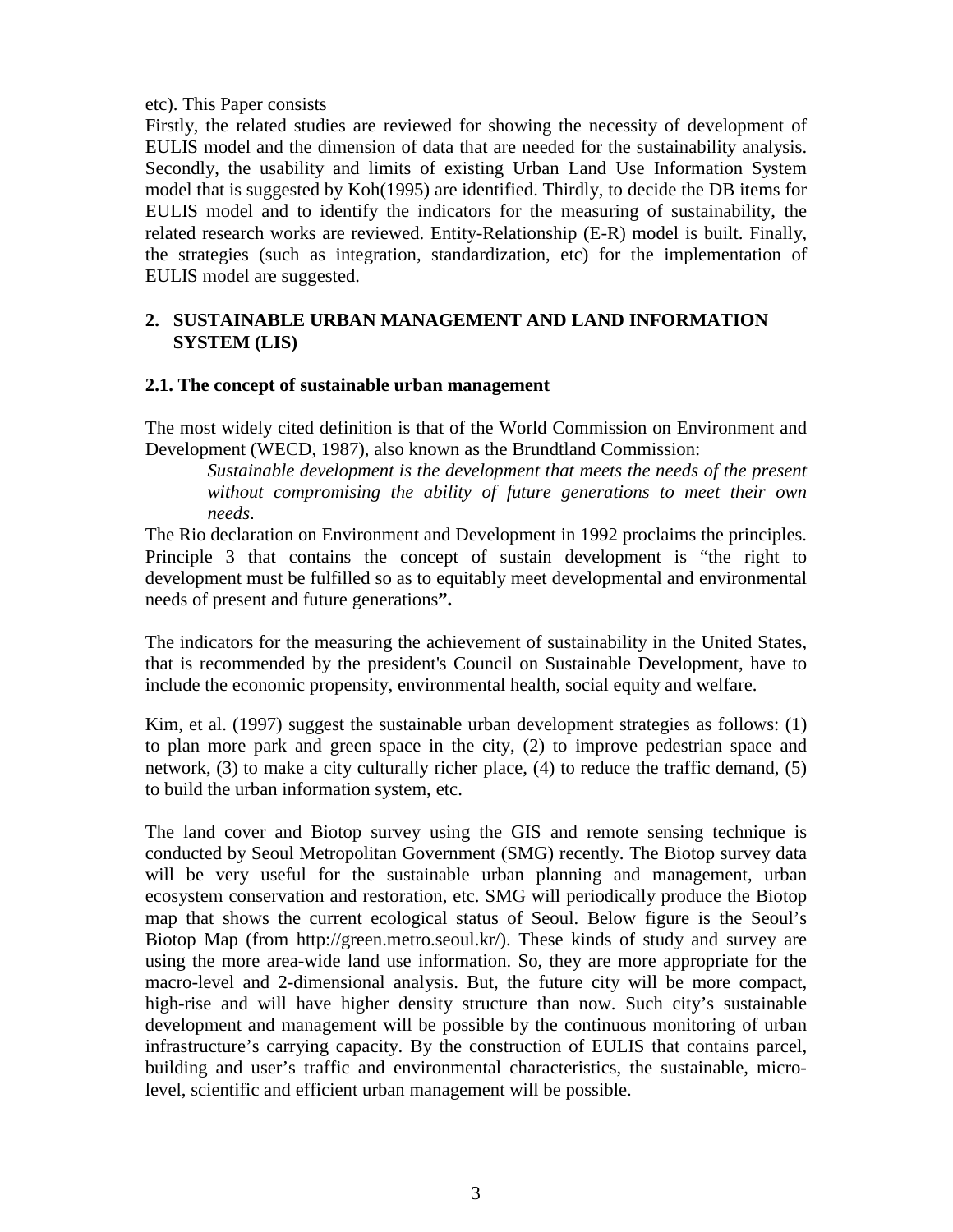etc). This Paper consists

Firstly, the related studies are reviewed for showing the necessity of development of EULIS model and the dimension of data that are needed for the sustainability analysis. Secondly, the usability and limits of existing Urban Land Use Information System model that is suggested by Koh(1995) are identified. Thirdly, to decide the DB items for EULIS model and to identify the indicators for the measuring of sustainability, the related research works are reviewed. Entity-Relationship (E-R) model is built. Finally, the strategies (such as integration, standardization, etc) for the implementation of EULIS model are suggested.

## 2. SUSTAINABLE URBAN MANAGEMENT AND LAND INFORMATION SYSTEM (LIS)

### 2.1. The concept of sustainable urban management

The most widely cited definition is that of the World Commission on Environment and Development (WECD, 1987), also known as the Brundtland Commission:

> *Sustainable development is the development that meets the needs of the present without compromising the ability of future generations to meet their own needs*.

The Rio declaration on Environment and Development in 1992 proclaims the principles. Principle 3 that contains the concept of sustain development is "the right to development must be fulfilled so as to equitably meet developmental and environmental needs of present and future generations**".**

The indicators for the measuring the achievement of sustainability in the United States, that is recommended by the president's Council on Sustainable Development, have to include the economic propensity, environmental health, social equity and welfare.

Kim, et al. (1997) suggest the sustainable urban development strategies as follows: (1) to plan more park and green space in the city, (2) to improve pedestrian space and network, (3) to make a city culturally richer place, (4) to reduce the traffic demand, (5) to build the urban information system, etc.

The land cover and Biotop survey using the GIS and remote sensing technique is conducted by Seoul Metropolitan Government (SMG) recently. The Biotop survey data will be very useful for the sustainable urban planning and management, urban ecosystem conservation and restoration, etc. SMG will periodically produce the Biotop map that shows the current ecological status of Seoul. Below figure is the Seoul's Biotop Map (from http://green.metro.seoul.kr/). These kinds of study and survey are using the more area-wide land use information. So, they are more appropriate for the macro-level and 2-dimensional analysis. But, the future city will be more compact, high-rise and will have higher density structure than now. Such city's sustainable development and management will be possible by the continuous monitoring of urban infrastructure's carrying capacity. By the construction of EULIS that contains parcel, building and user's traffic and environmental characteristics, the sustainable, micro-level, scientific and efficient urban management will be possible.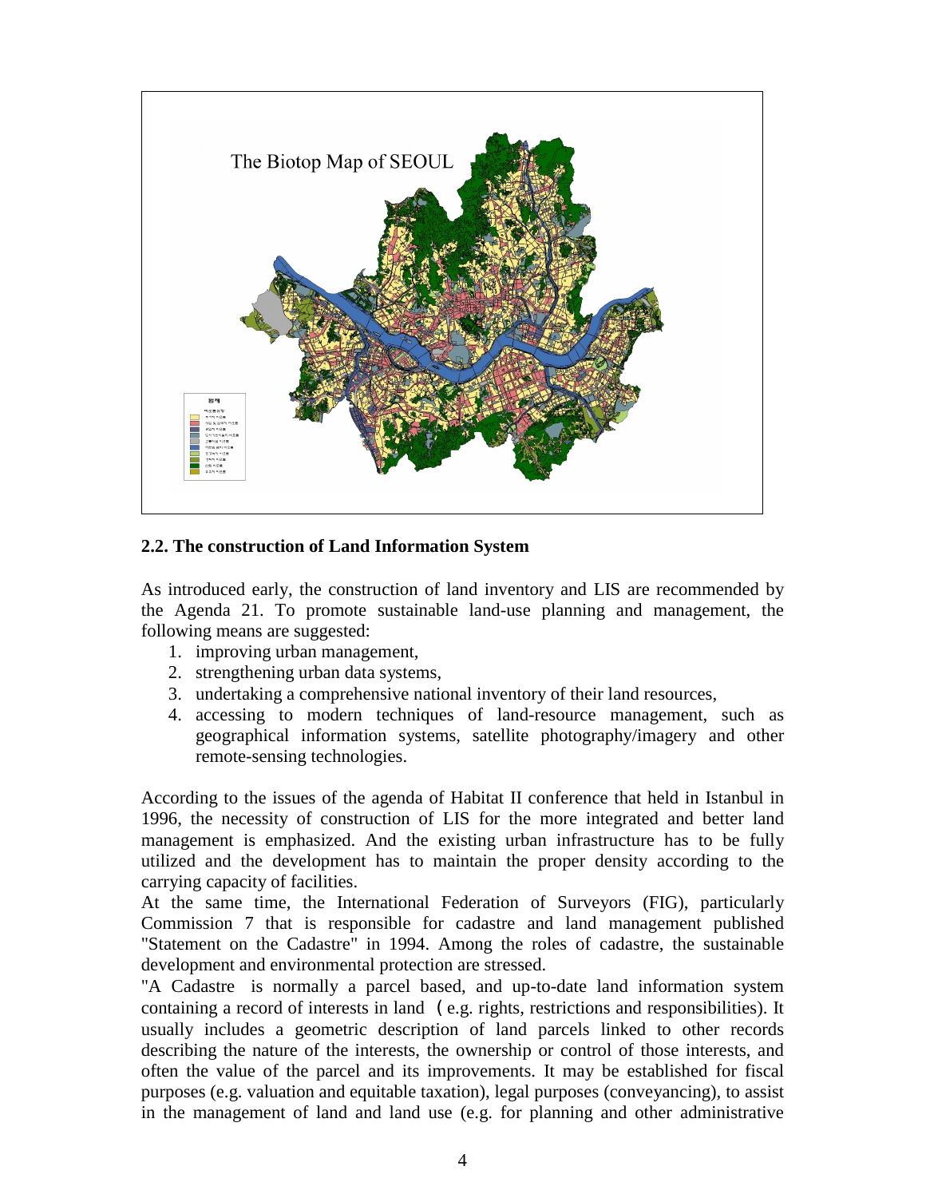## 2.2. The construction of Land Information System

As introduced early, the construction of land inventory and LIS are recommended by the Agenda 21. To promote sustainable land-use planning and management, the following means are suggested:

1. improving urban management,
2. strengthening urban data systems,
3. undertaking a comprehensive national inventory of their land resources,
4. accessing to modern techniques of land-resource management, such as geographical information systems, satellite photography/imagery and other remote-sensing technologies.

According to the issues of the agenda of Habitat II conference that held in Istanbul in 1996, the necessity of construction of LIS for the more integrated and better land management is emphasized. And the existing urban infrastructure has to be fully utilized and the development has to maintain the proper density according to the carrying capacity of facilities.

At the same time, the International Federation of Surveyors (FIG), particularly Commission 7 that is responsible for cadastre and land management published "Statement on the Cadastre" in 1994. Among the roles of cadastre, the sustainable development and environmental protection are stressed.

"A Cadastre is normally a parcel based, and up-to-date land information system containing a record of interests in land (e.g. rights, restrictions and responsibilities). It usually includes a geometric description of land parcels linked to other records describing the nature of the interests, the ownership or control of those interests, and often the value of the parcel and its improvements. It may be established for fiscal purposes (e.g. valuation and equitable taxation), legal purposes (conveyancing), to assist in the management of land and land use (e.g. for planning and other administrative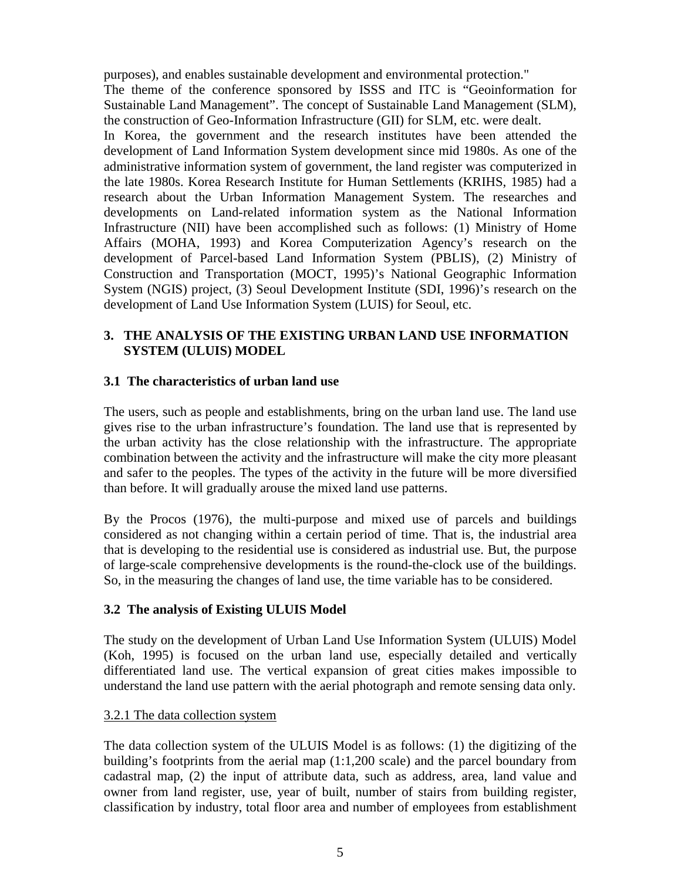purposes), and enables sustainable development and environmental protection."

The theme of the conference sponsored by ISSS and ITC is "Geoinformation for Sustainable Land Management". The concept of Sustainable Land Management (SLM), the construction of Geo-Information Infrastructure (GII) for SLM, etc. were dealt.

In Korea, the government and the research institutes have been attended the development of Land Information System development since mid 1980s. As one of the administrative information system of government, the land register was computerized in the late 1980s. Korea Research Institute for Human Settlements (KRIHS, 1985) had a research about the Urban Information Management System. The researches and developments on Land-related information system as the National Information Infrastructure (NII) have been accomplished such as follows: (1) Ministry of Home Affairs (MOHA, 1993) and Korea Computerization Agency's research on the development of Parcel-based Land Information System (PBLIS), (2) Ministry of Construction and Transportation (MOCT, 1995)'s National Geographic Information System (NGIS) project, (3) Seoul Development Institute (SDI, 1996)'s research on the development of Land Use Information System (LUIS) for Seoul, etc.

## 3. THE ANALYSIS OF THE EXISTING URBAN LAND USE INFORMATION SYSTEM (ULUIS) MODEL

### 3.1 The characteristics of urban land use

The users, such as people and establishments, bring on the urban land use. The land use gives rise to the urban infrastructure's foundation. The land use that is represented by the urban activity has the close relationship with the infrastructure. The appropriate combination between the activity and the infrastructure will make the city more pleasant and safer to the peoples. The types of the activity in the future will be more diversified than before. It will gradually arouse the mixed land use patterns.

By the Procos (1976), the multi-purpose and mixed use of parcels and buildings considered as not changing within a certain period of time. That is, the industrial area that is developing to the residential use is considered as industrial use. But, the purpose of large-scale comprehensive developments is the round-the-clock use of the buildings. So, in the measuring the changes of land use, the time variable has to be considered.

### 3.2 The analysis of Existing ULUIS Model

The study on the development of Urban Land Use Information System (ULUIS) Model (Koh, 1995) is focused on the urban land use, especially detailed and vertically differentiated land use. The vertical expansion of great cities makes impossible to understand the land use pattern with the aerial photograph and remote sensing data only.

#### 3.2.1 The data collection system

The data collection system of the ULUIS Model is as follows: (1) the digitizing of the building's footprints from the aerial map (1:1,200 scale) and the parcel boundary from cadastral map, (2) the input of attribute data, such as address, area, land value and owner from land register, use, year of built, number of stairs from building register, classification by industry, total floor area and number of employees from establishment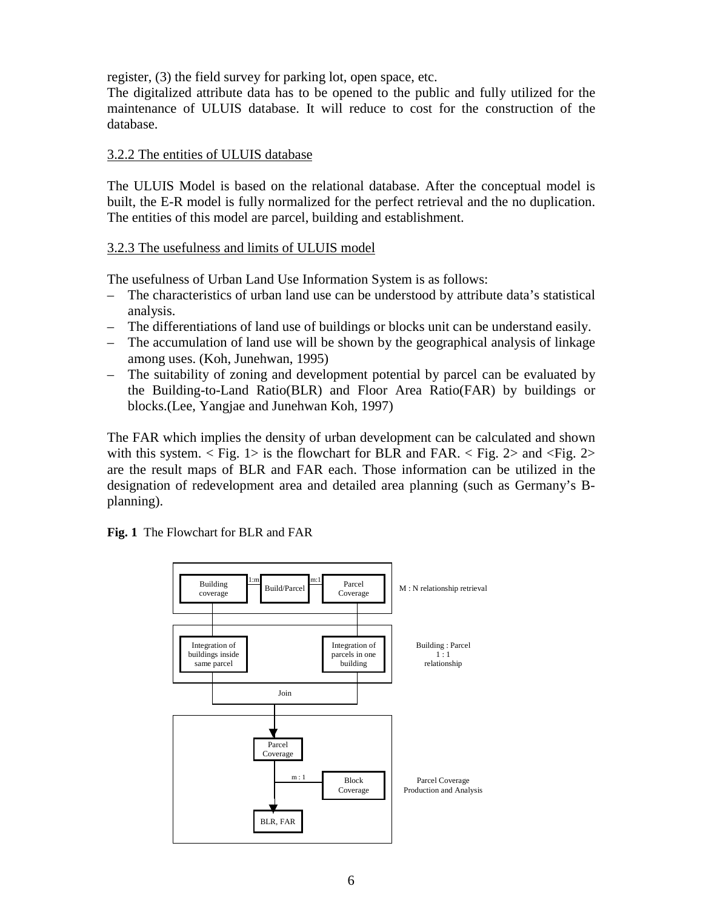register, (3) the field survey for parking lot, open space, etc.

The digitalized attribute data has to be opened to the public and fully utilized for the maintenance of ULUIS database. It will reduce to cost for the construction of the database.

### 3.2.2 The entities of ULUIS database

The ULUIS Model is based on the relational database. After the conceptual model is built, the E-R model is fully normalized for the perfect retrieval and the no duplication. The entities of this model are parcel, building and establishment.

### 3.2.3 The usefulness and limits of ULUIS model

The usefulness of Urban Land Use Information System is as follows:

- The characteristics of urban land use can be understood by attribute data's statistical analysis.
- The differentiations of land use of buildings or blocks unit can be understand easily.
- The accumulation of land use will be shown by the geographical analysis of linkage among uses. (Koh, Junehwan, 1995)
- The suitability of zoning and development potential by parcel can be evaluated by the Building-to-Land Ratio(BLR) and Floor Area Ratio(FAR) by buildings or blocks.(Lee, Yangjae and Junehwan Koh, 1997)

The FAR which implies the density of urban development can be calculated and shown with this system. < Fig. 1> is the flowchart for BLR and FAR. < Fig. 2> and <Fig. 2> are the result maps of BLR and FAR each. Those information can be utilized in the designation of redevelopment area and detailed area planning (such as Germany's B-planning).

**Fig. 1** The Flowchart for BLR and FAR

Building coverage —1:m— Build/Parcel —m:1— Parcel Coverage | M : N relationship retrieval

Integration of buildings inside same parcel | Integration of parcels in one building | Building : Parcel 1 : 1 relationship

Join

Parcel Coverage —m : 1— Block Coverage → BLR, FAR | Parcel Coverage Production and Analysis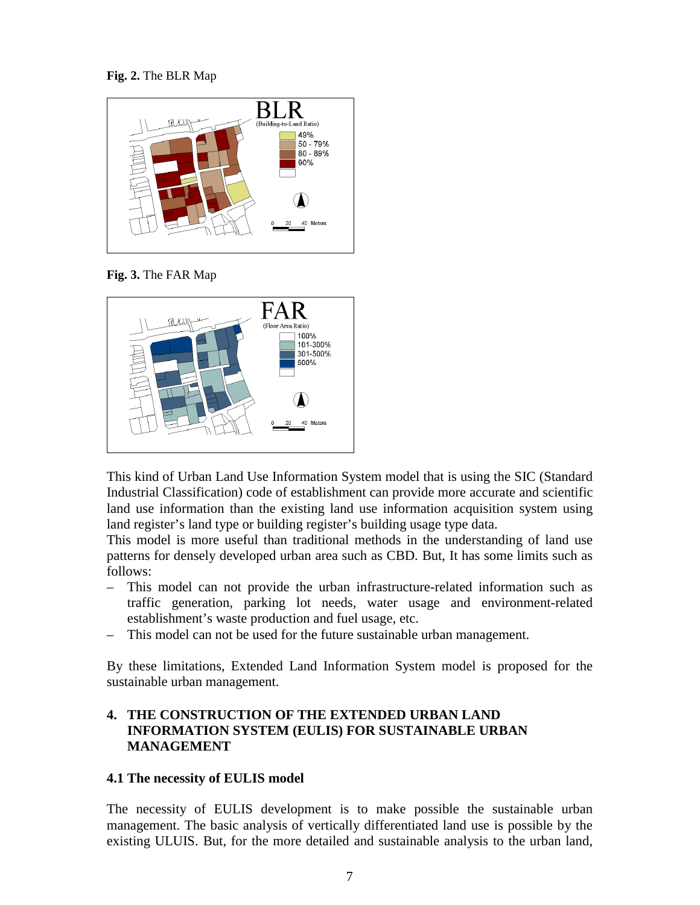**Fig. 2.** The BLR Map

**Fig. 3.** The FAR Map

This kind of Urban Land Use Information System model that is using the SIC (Standard Industrial Classification) code of establishment can provide more accurate and scientific land use information than the existing land use information acquisition system using land register's land type or building register's building usage type data.

This model is more useful than traditional methods in the understanding of land use patterns for densely developed urban area such as CBD. But, It has some limits such as follows:

- This model can not provide the urban infrastructure-related information such as traffic generation, parking lot needs, water usage and environment-related establishment's waste production and fuel usage, etc.
- This model can not be used for the future sustainable urban management.

By these limitations, Extended Land Information System model is proposed for the sustainable urban management.

## 4. THE CONSTRUCTION OF THE EXTENDED URBAN LAND INFORMATION SYSTEM (EULIS) FOR SUSTAINABLE URBAN MANAGEMENT

### 4.1 The necessity of EULIS model

The necessity of EULIS development is to make possible the sustainable urban management. The basic analysis of vertically differentiated land use is possible by the existing ULUIS. But, for the more detailed and sustainable analysis to the urban land,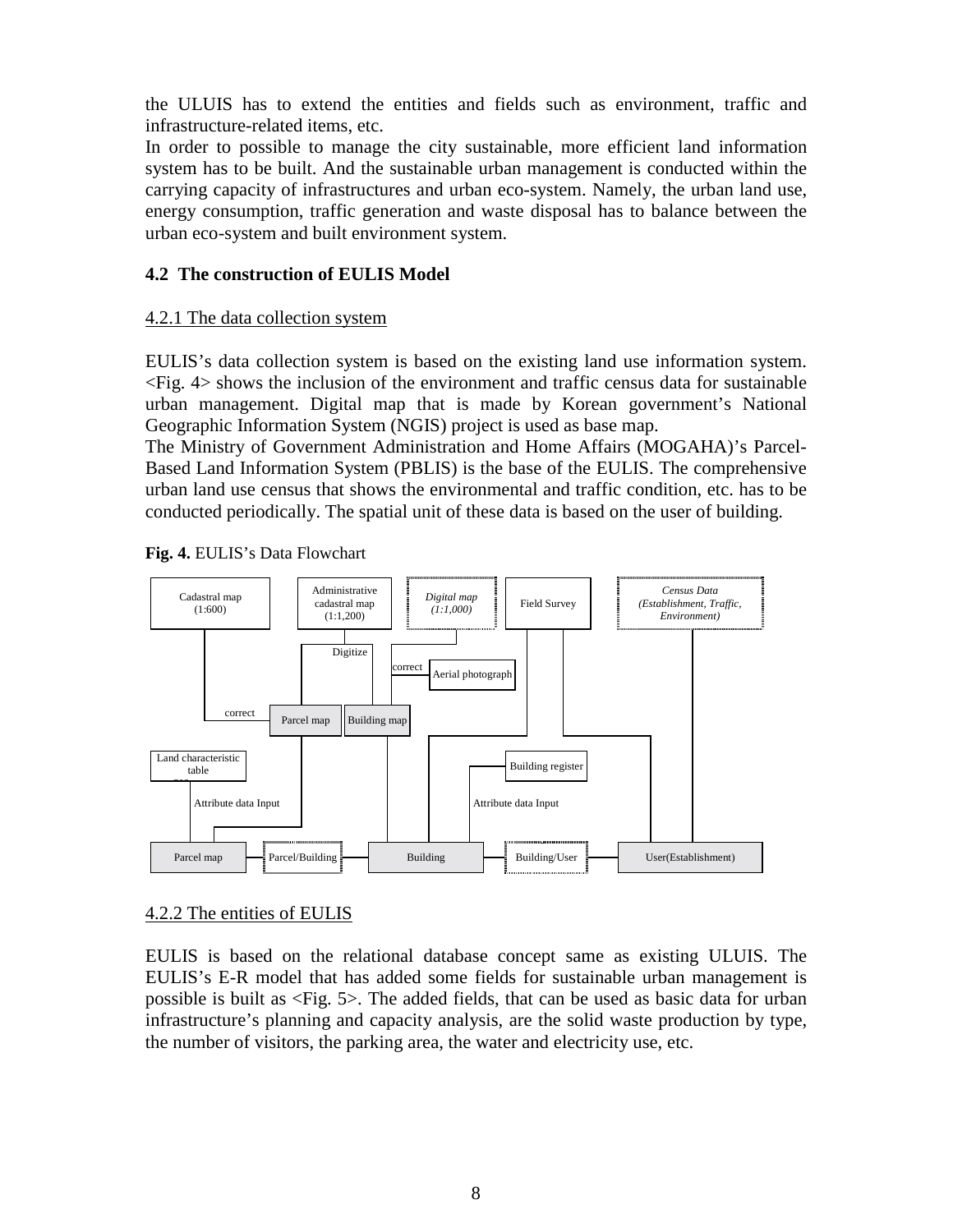the ULUIS has to extend the entities and fields such as environment, traffic and infrastructure-related items, etc.

In order to possible to manage the city sustainable, more efficient land information system has to be built. And the sustainable urban management is conducted within the carrying capacity of infrastructures and urban eco-system. Namely, the urban land use, energy consumption, traffic generation and waste disposal has to balance between the urban eco-system and built environment system.

### 4.2 The construction of EULIS Model

#### 4.2.1 The data collection system

EULIS's data collection system is based on the existing land use information system. <Fig. 4> shows the inclusion of the environment and traffic census data for sustainable urban management. Digital map that is made by Korean government's National Geographic Information System (NGIS) project is used as base map.

The Ministry of Government Administration and Home Affairs (MOGAHA)'s Parcel-Based Land Information System (PBLIS) is the base of the EULIS. The comprehensive urban land use census that shows the environmental and traffic condition, etc. has to be conducted periodically. The spatial unit of these data is based on the user of building.

**Fig. 4.** EULIS's Data Flowchart

Cadastral map (1:600)
Administrative cadastral map (1:1,200)
*Digital map (1:1,000)*
Field Survey
*Census Data (Establishment, Traffic, Environment)*
Digitize
correct
Aerial photograph
correct
Parcel map
Building map
Land characteristic table
Building register
Attribute data Input
Attribute data Input
Parcel map
Parcel/Building
Building
Building/User
User(Establishment)

#### 4.2.2 The entities of EULIS

EULIS is based on the relational database concept same as existing ULUIS. The EULIS's E-R model that has added some fields for sustainable urban management is possible is built as <Fig. 5>. The added fields, that can be used as basic data for urban infrastructure's planning and capacity analysis, are the solid waste production by type, the number of visitors, the parking area, the water and electricity use, etc.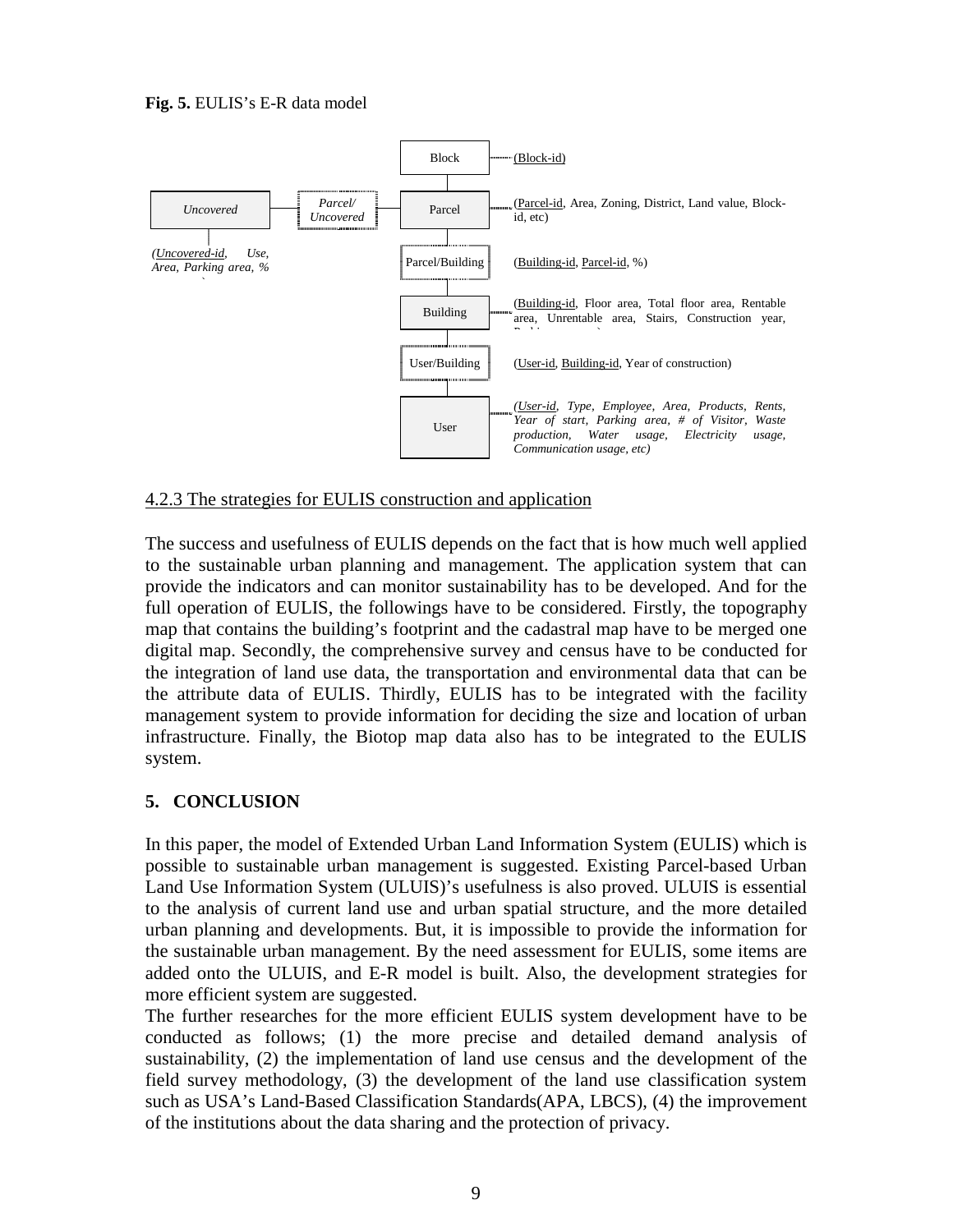**Fig. 5.** EULIS's E-R data model

Block ········ (Block-id)

*Uncovered* — *Parcel/ Uncovered* — Parcel ········ (Parcel-id, Area, Zoning, District, Land value, Block-id, etc)

*(Uncovered-id, Use, Area, Parking area, %*

Parcel/Building (Building-id, Parcel-id, %)

Building ········ (Building-id, Floor area, Total floor area, Rentable area, Unrentable area, Stairs, Construction year,

User/Building (User-id, Building-id, Year of construction)

User ········ *(User-id, Type, Employee, Area, Products, Rents, Year of start, Parking area, # of Visitor, Waste production, Water usage, Electricity usage, Communication usage, etc)*

4.2.3 The strategies for EULIS construction and application

The success and usefulness of EULIS depends on the fact that is how much well applied to the sustainable urban planning and management. The application system that can provide the indicators and can monitor sustainability has to be developed. And for the full operation of EULIS, the followings have to be considered. Firstly, the topography map that contains the building's footprint and the cadastral map have to be merged one digital map. Secondly, the comprehensive survey and census have to be conducted for the integration of land use data, the transportation and environmental data that can be the attribute data of EULIS. Thirdly, EULIS has to be integrated with the facility management system to provide information for deciding the size and location of urban infrastructure. Finally, the Biotop map data also has to be integrated to the EULIS system.

## 5. CONCLUSION

In this paper, the model of Extended Urban Land Information System (EULIS) which is possible to sustainable urban management is suggested. Existing Parcel-based Urban Land Use Information System (ULUIS)'s usefulness is also proved. ULUIS is essential to the analysis of current land use and urban spatial structure, and the more detailed urban planning and developments. But, it is impossible to provide the information for the sustainable urban management. By the need assessment for EULIS, some items are added onto the ULUIS, and E-R model is built. Also, the development strategies for more efficient system are suggested.

The further researches for the more efficient EULIS system development have to be conducted as follows; (1) the more precise and detailed demand analysis of sustainability, (2) the implementation of land use census and the development of the field survey methodology, (3) the development of the land use classification system such as USA's Land-Based Classification Standards(APA, LBCS), (4) the improvement of the institutions about the data sharing and the protection of privacy.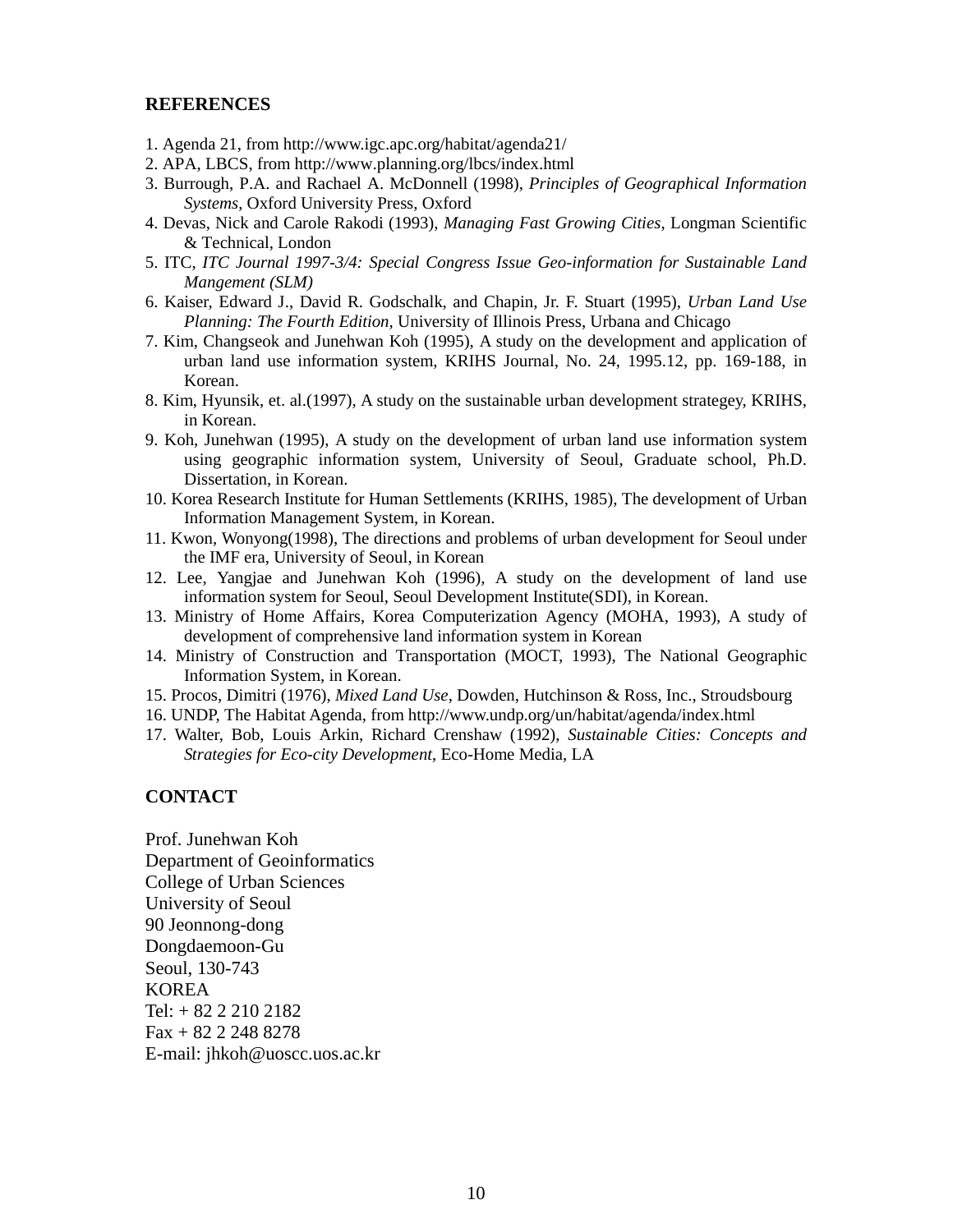**REFERENCES**

1. Agenda 21, from http://www.igc.apc.org/habitat/agenda21/
2. APA, LBCS, from http://www.planning.org/lbcs/index.html
3. Burrough, P.A. and Rachael A. McDonnell (1998), *Principles of Geographical Information Systems*, Oxford University Press, Oxford
4. Devas, Nick and Carole Rakodi (1993), *Managing Fast Growing Cities*, Longman Scientific & Technical, London
5. ITC, *ITC Journal 1997-3/4: Special Congress Issue Geo-information for Sustainable Land Mangement (SLM)*
6. Kaiser, Edward J., David R. Godschalk, and Chapin, Jr. F. Stuart (1995), *Urban Land Use Planning: The Fourth Edition*, University of Illinois Press, Urbana and Chicago
7. Kim, Changseok and Junehwan Koh (1995), A study on the development and application of urban land use information system, KRIHS Journal, No. 24, 1995.12, pp. 169-188, in Korean.
8. Kim, Hyunsik, et. al.(1997), A study on the sustainable urban development strategey, KRIHS, in Korean.
9. Koh, Junehwan (1995), A study on the development of urban land use information system using geographic information system, University of Seoul, Graduate school, Ph.D. Dissertation, in Korean.
10. Korea Research Institute for Human Settlements (KRIHS, 1985), The development of Urban Information Management System, in Korean.
11. Kwon, Wonyong(1998), The directions and problems of urban development for Seoul under the IMF era, University of Seoul, in Korean
12. Lee, Yangjae and Junehwan Koh (1996), A study on the development of land use information system for Seoul, Seoul Development Institute(SDI), in Korean.
13. Ministry of Home Affairs, Korea Computerization Agency (MOHA, 1993), A study of development of comprehensive land information system in Korean
14. Ministry of Construction and Transportation (MOCT, 1993), The National Geographic Information System, in Korean.
15. Procos, Dimitri (1976), *Mixed Land Use*, Dowden, Hutchinson & Ross, Inc., Stroudsbourg
16. UNDP, The Habitat Agenda, from http://www.undp.org/un/habitat/agenda/index.html
17. Walter, Bob, Louis Arkin, Richard Crenshaw (1992), *Sustainable Cities: Concepts and Strategies for Eco-city Development*, Eco-Home Media, LA

**CONTACT**

Prof. Junehwan Koh
Department of Geoinformatics
College of Urban Sciences
University of Seoul
90 Jeonnong-dong
Dongdaemoon-Gu
Seoul, 130-743
KOREA
Tel: + 82 2 210 2182
Fax + 82 2 248 8278
E-mail: jhkoh@uoscc.uos.ac.kr